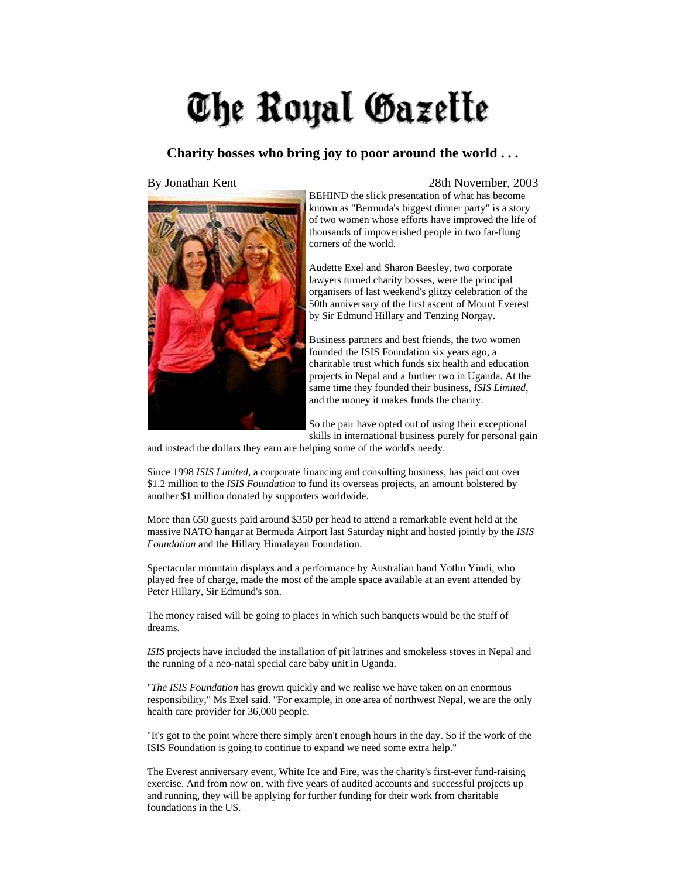# The Royal Gazette

## Charity bosses who bring joy to poor around the world . . .

By Jonathan Kent 28th November, 2003

BEHIND the slick presentation of what has become known as "Bermuda's biggest dinner party" is a story of two women whose efforts have improved the life of thousands of impoverished people in two far-flung corners of the world.

Audette Exel and Sharon Beesley, two corporate lawyers turned charity bosses, were the principal organisers of last weekend's glitzy celebration of the 50th anniversary of the first ascent of Mount Everest by Sir Edmund Hillary and Tenzing Norgay.

Business partners and best friends, the two women founded the ISIS Foundation six years ago, a charitable trust which funds six health and education projects in Nepal and a further two in Uganda. At the same time they founded their business, *ISIS Limited*, and the money it makes funds the charity.

So the pair have opted out of using their exceptional skills in international business purely for personal gain and instead the dollars they earn are helping some of the world's needy.

Since 1998 *ISIS Limited*, a corporate financing and consulting business, has paid out over $1.2 million to the *ISIS Foundation* to fund its overseas projects, an amount bolstered by another $1 million donated by supporters worldwide.

More than 650 guests paid around $350 per head to attend a remarkable event held at the massive NATO hangar at Bermuda Airport last Saturday night and hosted jointly by the *ISIS Foundation* and the Hillary Himalayan Foundation.

Spectacular mountain displays and a performance by Australian band Yothu Yindi, who played free of charge, made the most of the ample space available at an event attended by Peter Hillary, Sir Edmund's son.

The money raised will be going to places in which such banquets would be the stuff of dreams.

*ISIS* projects have included the installation of pit latrines and smokeless stoves in Nepal and the running of a neo-natal special care baby unit in Uganda.

"*The ISIS Foundation* has grown quickly and we realise we have taken on an enormous responsibility," Ms Exel said. "For example, in one area of northwest Nepal, we are the only health care provider for 36,000 people.

"It's got to the point where there simply aren't enough hours in the day. So if the work of the ISIS Foundation is going to continue to expand we need some extra help."

The Everest anniversary event, White Ice and Fire, was the charity's first-ever fund-raising exercise. And from now on, with five years of audited accounts and successful projects up and running, they will be applying for further funding for their work from charitable foundations in the US.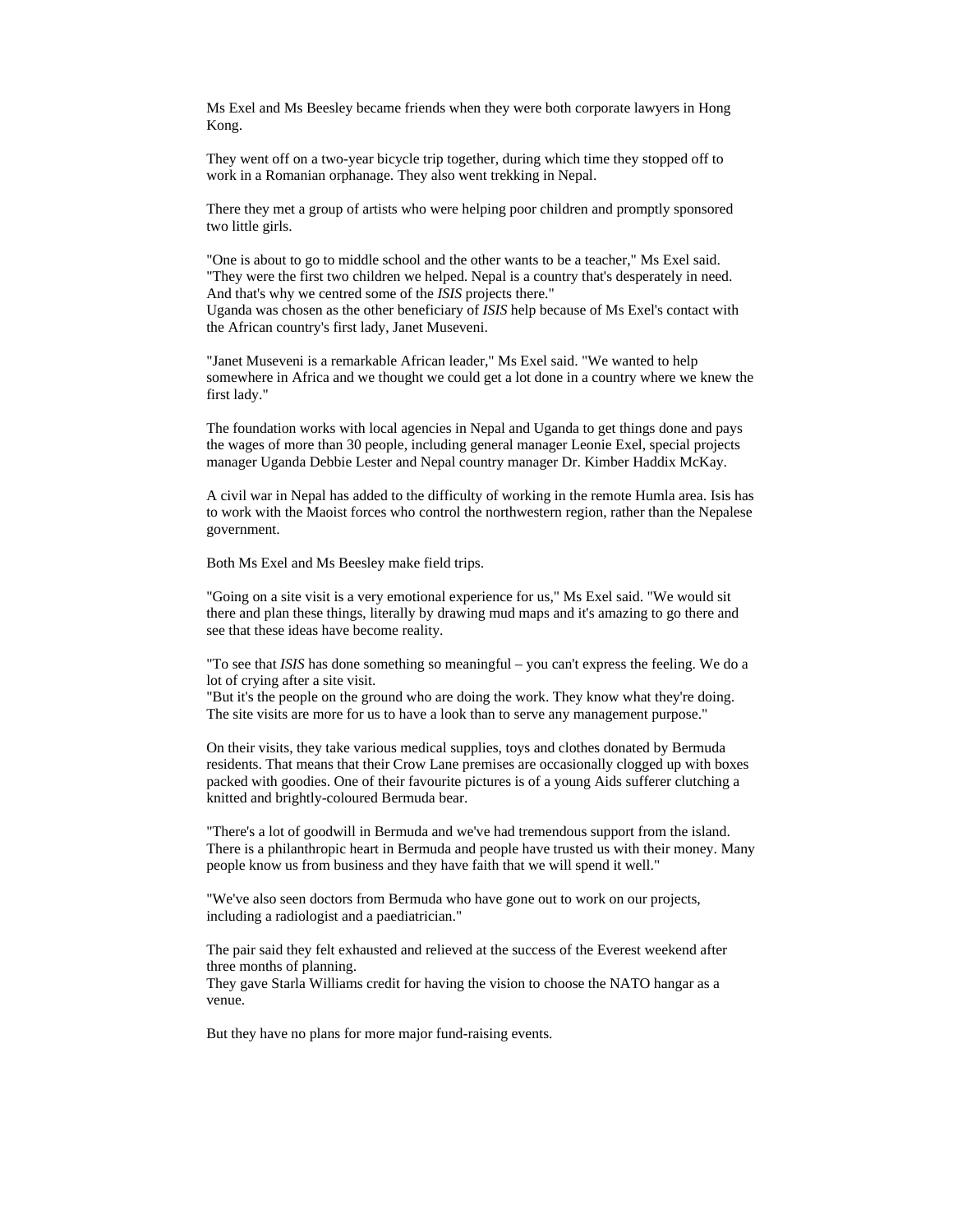Ms Exel and Ms Beesley became friends when they were both corporate lawyers in Hong Kong.

They went off on a two-year bicycle trip together, during which time they stopped off to work in a Romanian orphanage. They also went trekking in Nepal.

There they met a group of artists who were helping poor children and promptly sponsored two little girls.

"One is about to go to middle school and the other wants to be a teacher," Ms Exel said. "They were the first two children we helped. Nepal is a country that's desperately in need. And that's why we centred some of the *ISIS* projects there."
Uganda was chosen as the other beneficiary of *ISIS* help because of Ms Exel's contact with the African country's first lady, Janet Museveni.

"Janet Museveni is a remarkable African leader," Ms Exel said. "We wanted to help somewhere in Africa and we thought we could get a lot done in a country where we knew the first lady."

The foundation works with local agencies in Nepal and Uganda to get things done and pays the wages of more than 30 people, including general manager Leonie Exel, special projects manager Uganda Debbie Lester and Nepal country manager Dr. Kimber Haddix McKay.

A civil war in Nepal has added to the difficulty of working in the remote Humla area. Isis has to work with the Maoist forces who control the northwestern region, rather than the Nepalese government.

Both Ms Exel and Ms Beesley make field trips.

"Going on a site visit is a very emotional experience for us," Ms Exel said. "We would sit there and plan these things, literally by drawing mud maps and it's amazing to go there and see that these ideas have become reality.

"To see that *ISIS* has done something so meaningful – you can't express the feeling. We do a lot of crying after a site visit.
"But it's the people on the ground who are doing the work. They know what they're doing. The site visits are more for us to have a look than to serve any management purpose."

On their visits, they take various medical supplies, toys and clothes donated by Bermuda residents. That means that their Crow Lane premises are occasionally clogged up with boxes packed with goodies. One of their favourite pictures is of a young Aids sufferer clutching a knitted and brightly-coloured Bermuda bear.

"There's a lot of goodwill in Bermuda and we've had tremendous support from the island. There is a philanthropic heart in Bermuda and people have trusted us with their money. Many people know us from business and they have faith that we will spend it well."

"We've also seen doctors from Bermuda who have gone out to work on our projects, including a radiologist and a paediatrician."

The pair said they felt exhausted and relieved at the success of the Everest weekend after three months of planning.
They gave Starla Williams credit for having the vision to choose the NATO hangar as a venue.

But they have no plans for more major fund-raising events.